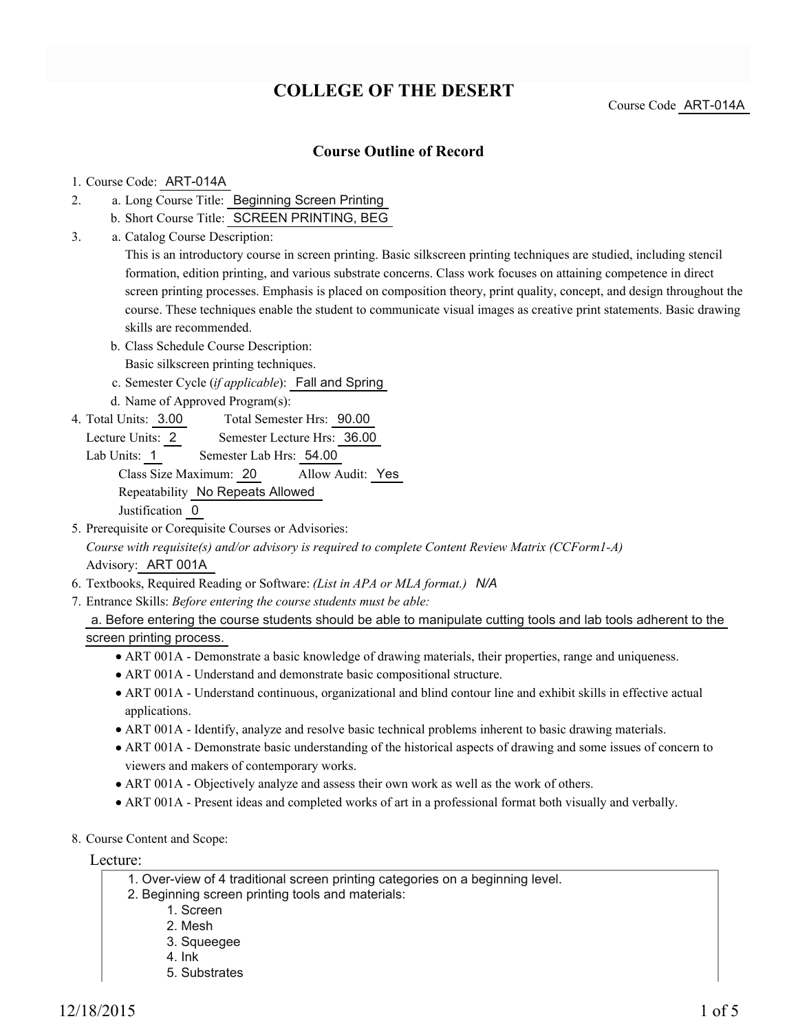# COLLEGE OF THE DESERT

Course Code ART-014A

## Course Outline of Record

1. Course Code: ART-014A
2. a. Long Course Title: Beginning Screen Printing
   b. Short Course Title: SCREEN PRINTING, BEG
3. a. Catalog Course Description:
   This is an introductory course in screen printing. Basic silkscreen printing techniques are studied, including stencil formation, edition printing, and various substrate concerns. Class work focuses on attaining competence in direct screen printing processes. Emphasis is placed on composition theory, print quality, concept, and design throughout the course. These techniques enable the student to communicate visual images as creative print statements. Basic drawing skills are recommended.
   b. Class Schedule Course Description:
   Basic silkscreen printing techniques.
   c. Semester Cycle (*if applicable*): Fall and Spring
   d. Name of Approved Program(s):
4. Total Units: 3.00 Total Semester Hrs: 90.00
   Lecture Units: 2 Semester Lecture Hrs: 36.00
   Lab Units: 1 Semester Lab Hrs: 54.00
   Class Size Maximum: 20 Allow Audit: Yes
   Repeatability No Repeats Allowed
   Justification 0
5. Prerequisite or Corequisite Courses or Advisories:
   *Course with requisite(s) and/or advisory is required to complete Content Review Matrix (CCForm1-A)*
   Advisory: ART 001A
6. Textbooks, Required Reading or Software: *(List in APA or MLA format.)* N/A
7. Entrance Skills: *Before entering the course students must be able:*
   a. Before entering the course students should be able to manipulate cutting tools and lab tools adherent to the screen printing process.
   - ART 001A - Demonstrate a basic knowledge of drawing materials, their properties, range and uniqueness.
   - ART 001A - Understand and demonstrate basic compositional structure.
   - ART 001A - Understand continuous, organizational and blind contour line and exhibit skills in effective actual applications.
   - ART 001A - Identify, analyze and resolve basic technical problems inherent to basic drawing materials.
   - ART 001A - Demonstrate basic understanding of the historical aspects of drawing and some issues of concern to viewers and makers of contemporary works.
   - ART 001A - Objectively analyze and assess their own work as well as the work of others.
   - ART 001A - Present ideas and completed works of art in a professional format both visually and verbally.
8. Course Content and Scope:

Lecture:

1. Over-view of 4 traditional screen printing categories on a beginning level.
2. Beginning screen printing tools and materials:
   1. Screen
   2. Mesh
   3. Squeegee
   4. Ink
   5. Substrates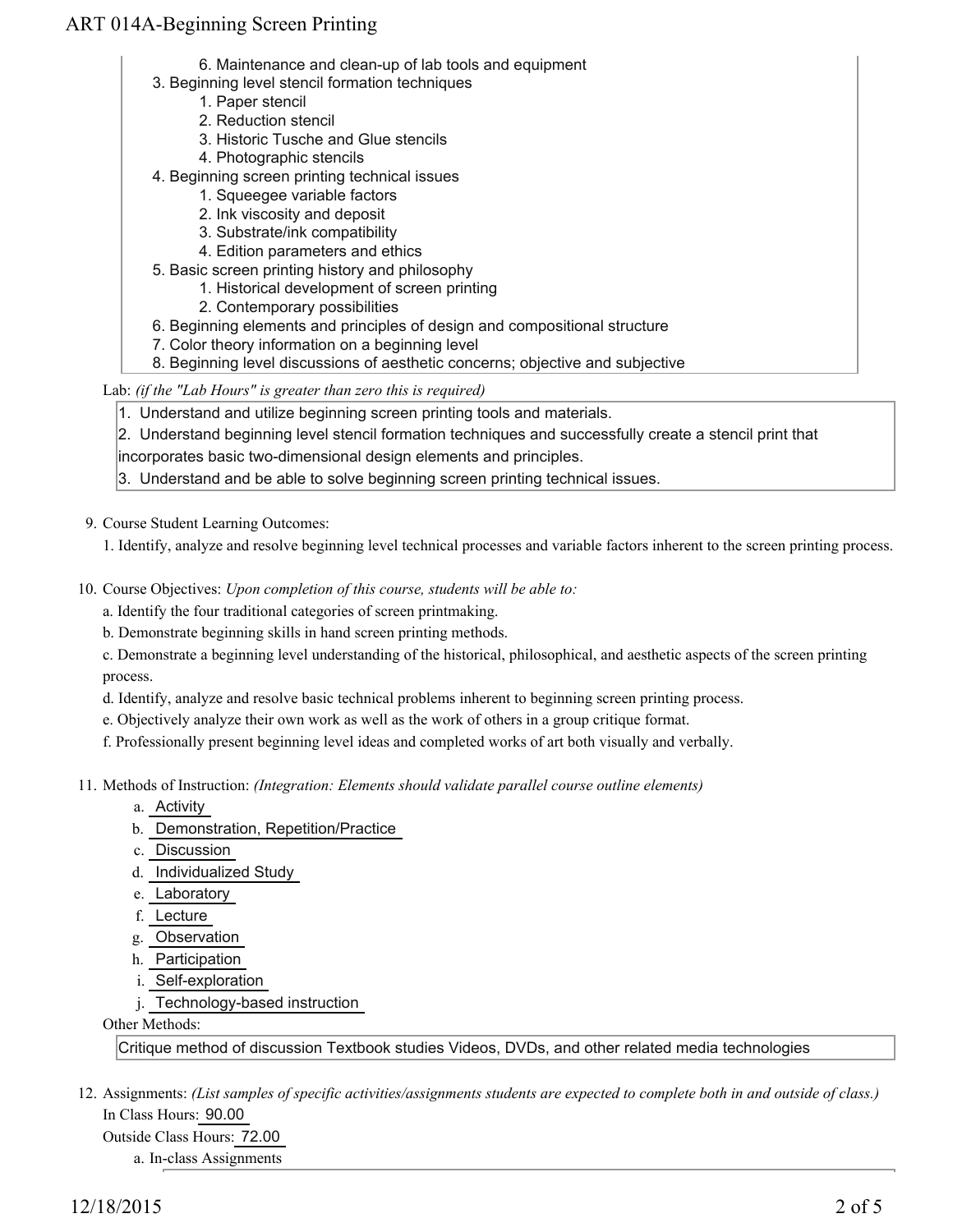6. Maintenance and clean-up of lab tools and equipment
    3. Beginning level stencil formation techniques
        1. Paper stencil
        2. Reduction stencil
        3. Historic Tusche and Glue stencils
        4. Photographic stencils
    4. Beginning screen printing technical issues
        1. Squeegee variable factors
        2. Ink viscosity and deposit
        3. Substrate/ink compatibility
        4. Edition parameters and ethics
    5. Basic screen printing history and philosophy
        1. Historical development of screen printing
        2. Contemporary possibilities
    6. Beginning elements and principles of design and compositional structure
    7. Color theory information on a beginning level
    8. Beginning level discussions of aesthetic concerns; objective and subjective

Lab: *(if the "Lab Hours" is greater than zero this is required)*

1. Understand and utilize beginning screen printing tools and materials.
2. Understand beginning level stencil formation techniques and successfully create a stencil print that incorporates basic two-dimensional design elements and principles.
3. Understand and be able to solve beginning screen printing technical issues.

9. Course Student Learning Outcomes:

   1. Identify, analyze and resolve beginning level technical processes and variable factors inherent to the screen printing process.

10. Course Objectives: *Upon completion of this course, students will be able to:*

    a. Identify the four traditional categories of screen printmaking.

    b. Demonstrate beginning skills in hand screen printing methods.

    c. Demonstrate a beginning level understanding of the historical, philosophical, and aesthetic aspects of the screen printing process.

    d. Identify, analyze and resolve basic technical problems inherent to beginning screen printing process.

    e. Objectively analyze their own work as well as the work of others in a group critique format.

    f. Professionally present beginning level ideas and completed works of art both visually and verbally.

11. Methods of Instruction: *(Integration: Elements should validate parallel course outline elements)*

    a. Activity
    b. Demonstration, Repetition/Practice
    c. Discussion
    d. Individualized Study
    e. Laboratory
    f. Lecture
    g. Observation
    h. Participation
    i. Self-exploration
    j. Technology-based instruction

    Other Methods:

    Critique method of discussion Textbook studies Videos, DVDs, and other related media technologies

12. Assignments: *(List samples of specific activities/assignments students are expected to complete both in and outside of class.)*

    In Class Hours: 90.00

    Outside Class Hours: 72.00

    a. In-class Assignments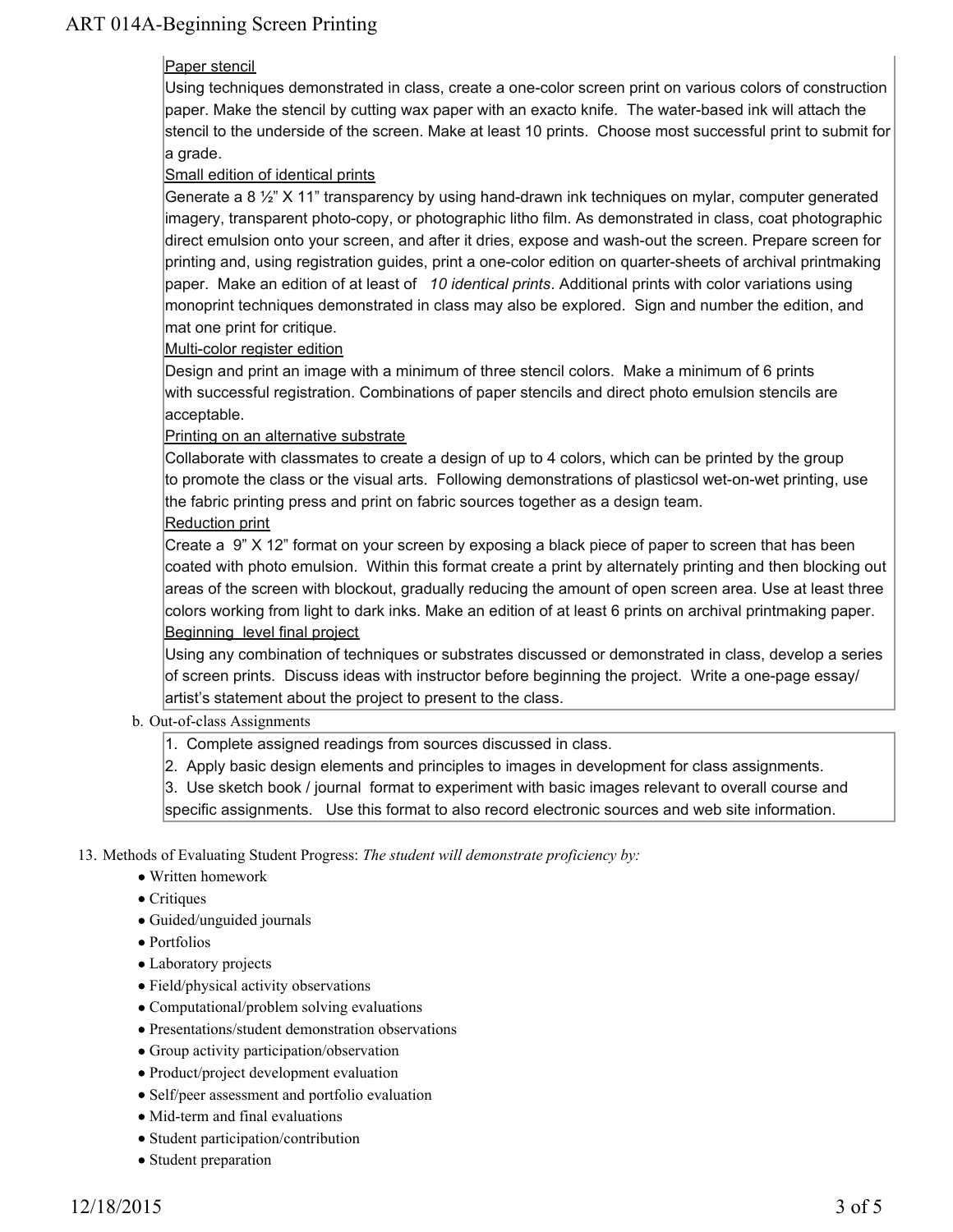Paper stencil

Using techniques demonstrated in class, create a one-color screen print on various colors of construction paper. Make the stencil by cutting wax paper with an exacto knife. The water-based ink will attach the stencil to the underside of the screen. Make at least 10 prints. Choose most successful print to submit for a grade.

Small edition of identical prints

Generate a 8 ½" X 11" transparency by using hand-drawn ink techniques on mylar, computer generated imagery, transparent photo-copy, or photographic litho film. As demonstrated in class, coat photographic direct emulsion onto your screen, and after it dries, expose and wash-out the screen. Prepare screen for printing and, using registration guides, print a one-color edition on quarter-sheets of archival printmaking paper. Make an edition of at least of *10 identical prints*. Additional prints with color variations using monoprint techniques demonstrated in class may also be explored. Sign and number the edition, and mat one print for critique.

Multi-color register edition

Design and print an image with a minimum of three stencil colors. Make a minimum of 6 prints with successful registration. Combinations of paper stencils and direct photo emulsion stencils are acceptable.

Printing on an alternative substrate

Collaborate with classmates to create a design of up to 4 colors, which can be printed by the group to promote the class or the visual arts. Following demonstrations of plasticsol wet-on-wet printing, use the fabric printing press and print on fabric sources together as a design team.

Reduction print

Create a 9" X 12" format on your screen by exposing a black piece of paper to screen that has been coated with photo emulsion. Within this format create a print by alternately printing and then blocking out areas of the screen with blockout, gradually reducing the amount of open screen area. Use at least three colors working from light to dark inks. Make an edition of at least 6 prints on archival printmaking paper.

Beginning level final project

Using any combination of techniques or substrates discussed or demonstrated in class, develop a series of screen prints. Discuss ideas with instructor before beginning the project. Write a one-page essay/ artist's statement about the project to present to the class.

b. Out-of-class Assignments

1. Complete assigned readings from sources discussed in class.
2. Apply basic design elements and principles to images in development for class assignments.
3. Use sketch book / journal format to experiment with basic images relevant to overall course and specific assignments. Use this format to also record electronic sources and web site information.

13. Methods of Evaluating Student Progress: *The student will demonstrate proficiency by:*

- Written homework
- Critiques
- Guided/unguided journals
- Portfolios
- Laboratory projects
- Field/physical activity observations
- Computational/problem solving evaluations
- Presentations/student demonstration observations
- Group activity participation/observation
- Product/project development evaluation
- Self/peer assessment and portfolio evaluation
- Mid-term and final evaluations
- Student participation/contribution
- Student preparation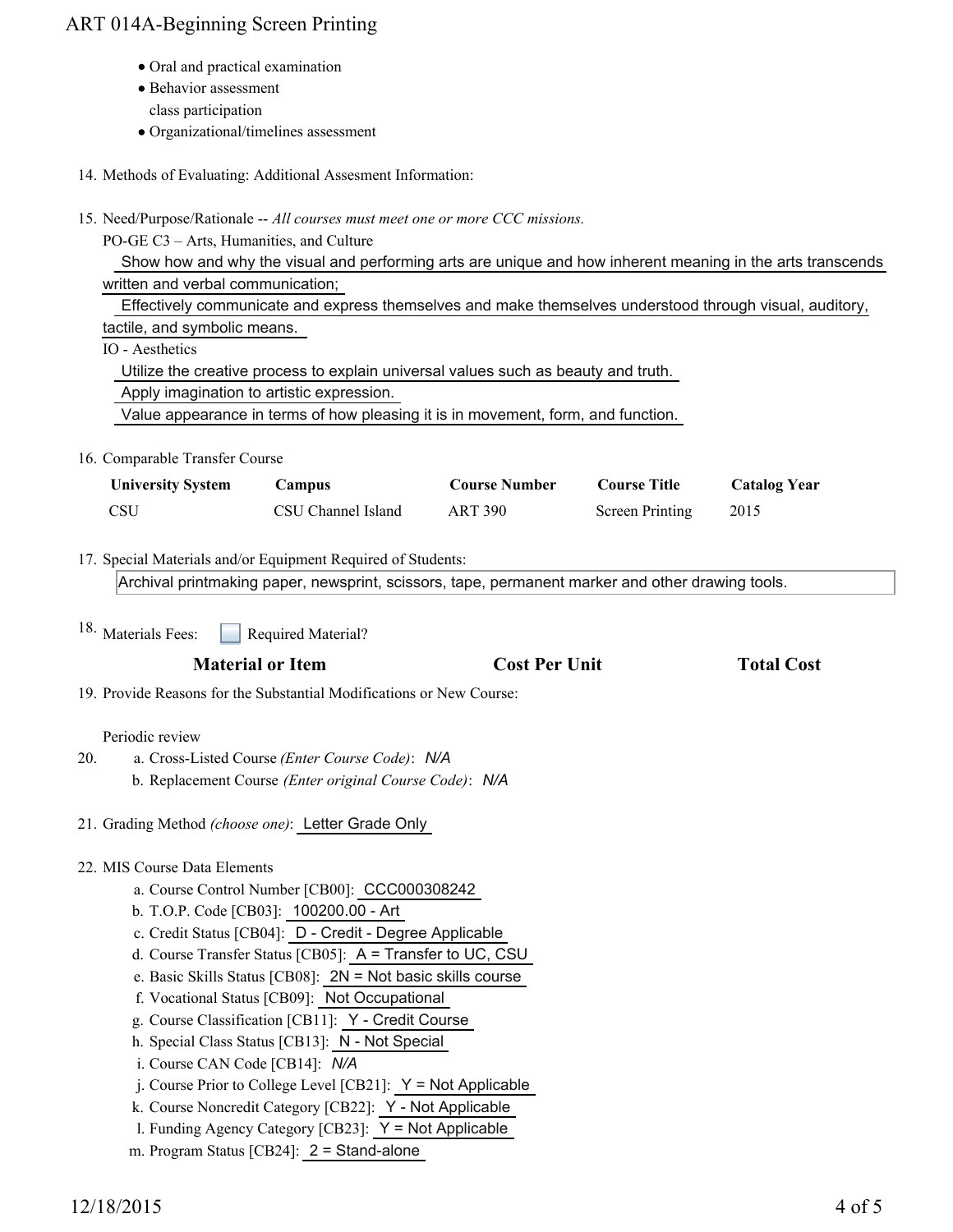- Oral and practical examination
- Behavior assessment
  class participation
- Organizational/timelines assessment

14. Methods of Evaluating: Additional Assesment Information:

15. Need/Purpose/Rationale -- *All courses must meet one or more CCC missions.*

    PO-GE C3 – Arts, Humanities, and Culture

    Show how and why the visual and performing arts are unique and how inherent meaning in the arts transcends written and verbal communication;

    Effectively communicate and express themselves and make themselves understood through visual, auditory, tactile, and symbolic means.

    IO - Aesthetics

    Utilize the creative process to explain universal values such as beauty and truth.

    Apply imagination to artistic expression.

    Value appearance in terms of how pleasing it is in movement, form, and function.

16. Comparable Transfer Course

| University System | Campus | Course Number | Course Title | Catalog Year |
|---|---|---|---|---|
| CSU | CSU Channel Island | ART 390 | Screen Printing | 2015 |

17. Special Materials and/or Equipment Required of Students:

    Archival printmaking paper, newsprint, scissors, tape, permanent marker and other drawing tools.

18. Materials Fees: ☐ Required Material?

| Material or Item | Cost Per Unit | Total Cost |
|---|---|---|

19. Provide Reasons for the Substantial Modifications or New Course:

    Periodic review

20. a. Cross-Listed Course *(Enter Course Code)*: *N/A*

    b. Replacement Course *(Enter original Course Code)*: *N/A*

21. Grading Method *(choose one)*: Letter Grade Only

22. MIS Course Data Elements

    a. Course Control Number [CB00]: CCC000308242
    b. T.O.P. Code [CB03]: 100200.00 - Art
    c. Credit Status [CB04]: D - Credit - Degree Applicable
    d. Course Transfer Status [CB05]: A = Transfer to UC, CSU
    e. Basic Skills Status [CB08]: 2N = Not basic skills course
    f. Vocational Status [CB09]: Not Occupational
    g. Course Classification [CB11]: Y - Credit Course
    h. Special Class Status [CB13]: N - Not Special
    i. Course CAN Code [CB14]: *N/A*
    j. Course Prior to College Level [CB21]: Y = Not Applicable
    k. Course Noncredit Category [CB22]: Y - Not Applicable
    l. Funding Agency Category [CB23]: Y = Not Applicable
    m. Program Status [CB24]: 2 = Stand-alone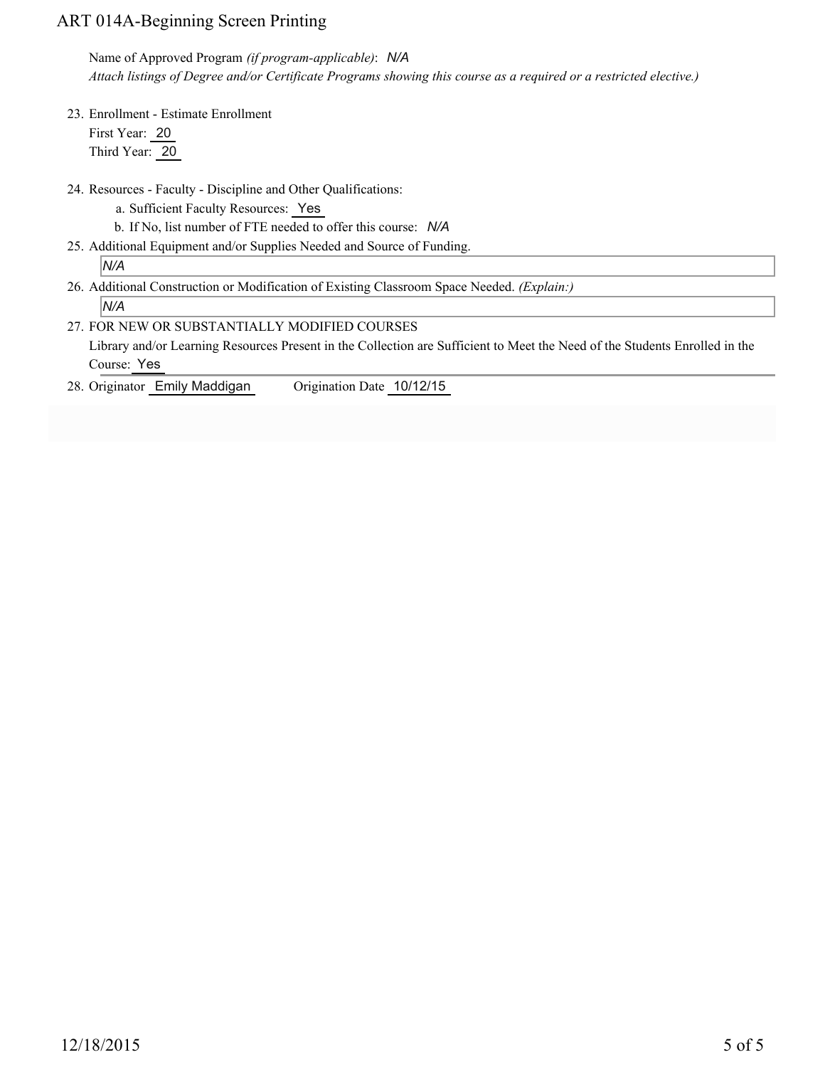Name of Approved Program *(if program-applicable)*: *N/A*
*Attach listings of Degree and/or Certificate Programs showing this course as a required or a restricted elective.)*

23. Enrollment - Estimate Enrollment
    First Year: 20
    Third Year: 20

24. Resources - Faculty - Discipline and Other Qualifications:
    a. Sufficient Faculty Resources: Yes
    b. If No, list number of FTE needed to offer this course: *N/A*
25. Additional Equipment and/or Supplies Needed and Source of Funding.
    *N/A*
26. Additional Construction or Modification of Existing Classroom Space Needed. *(Explain:)*
    *N/A*
27. FOR NEW OR SUBSTANTIALLY MODIFIED COURSES
    Library and/or Learning Resources Present in the Collection are Sufficient to Meet the Need of the Students Enrolled in the Course: Yes
28. Originator Emily Maddigan Origination Date 10/12/15